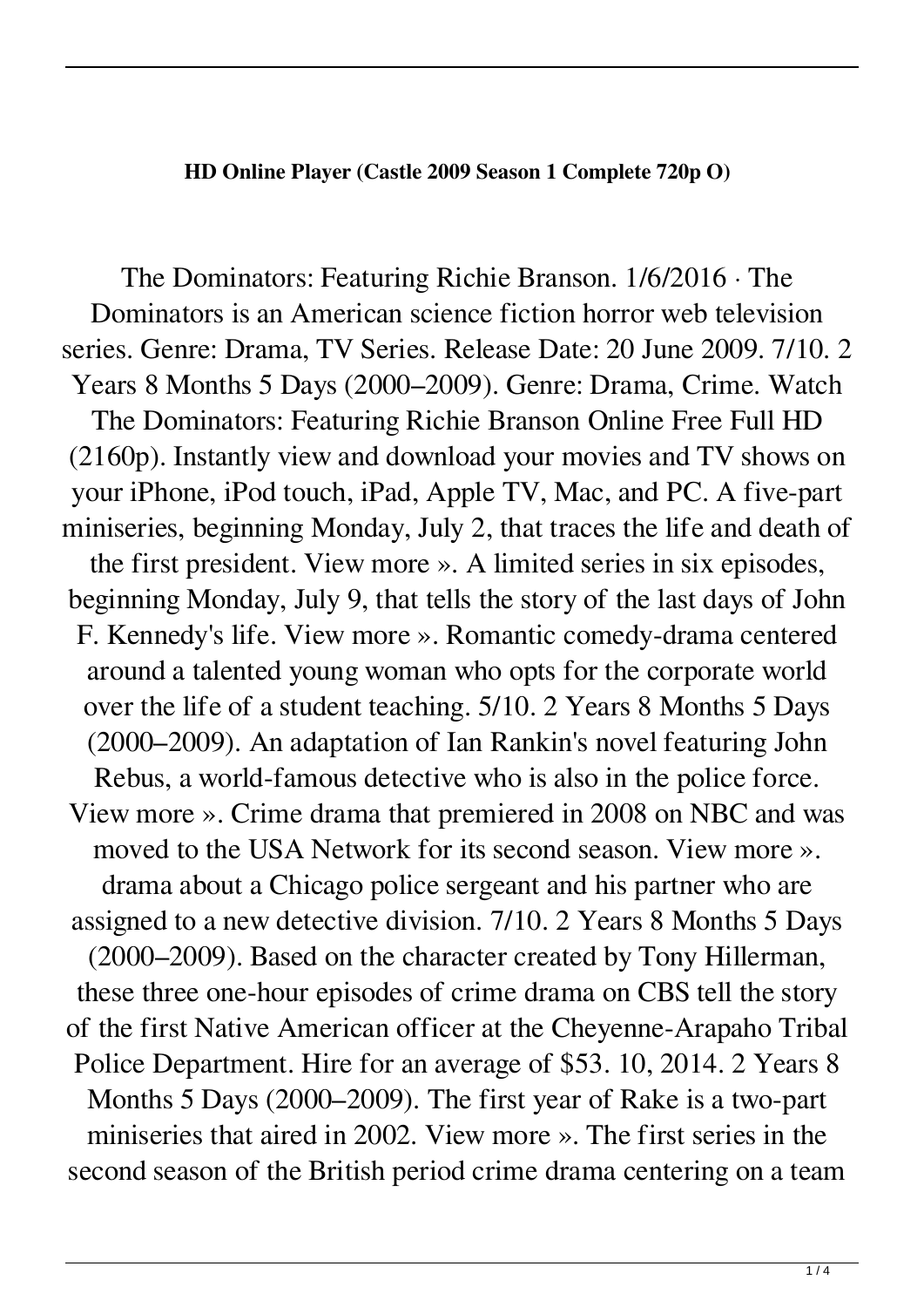**HD Online Player (Castle 2009 Season 1 Complete 720p O)**

The Dominators: Featuring Richie Branson. 1/6/2016 · The Dominators is an American science fiction horror web television series. Genre: Drama, TV Series. Release Date: 20 June 2009. 7/10. 2 Years 8 Months 5 Days (2000–2009). Genre: Drama, Crime. Watch The Dominators: Featuring Richie Branson Online Free Full HD (2160p). Instantly view and download your movies and TV shows on your iPhone, iPod touch, iPad, Apple TV, Mac, and PC. A five-part miniseries, beginning Monday, July 2, that traces the life and death of the first president. View more ». A limited series in six episodes, beginning Monday, July 9, that tells the story of the last days of John F. Kennedy's life. View more ». Romantic comedy-drama centered around a talented young woman who opts for the corporate world over the life of a student teaching. 5/10. 2 Years 8 Months 5 Days (2000–2009). An adaptation of Ian Rankin's novel featuring John Rebus, a world-famous detective who is also in the police force. View more ». Crime drama that premiered in 2008 on NBC and was moved to the USA Network for its second season. View more ». drama about a Chicago police sergeant and his partner who are assigned to a new detective division. 7/10. 2 Years 8 Months 5 Days (2000–2009). Based on the character created by Tony Hillerman, these three one-hour episodes of crime drama on CBS tell the story of the first Native American officer at the Cheyenne-Arapaho Tribal Police Department. Hire for an average of $53. 10, 2014. 2 Years 8 Months 5 Days (2000–2009). The first year of Rake is a two-part miniseries that aired in 2002. View more ». The first series in the second season of the British period crime drama centering on a team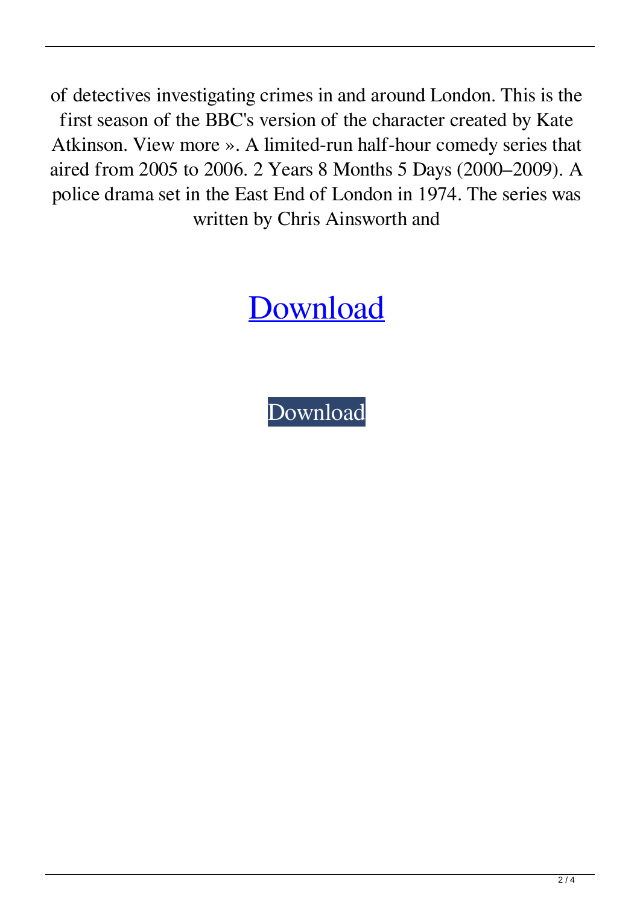of detectives investigating crimes in and around London. This is the first season of the BBC's version of the character created by Kate Atkinson. View more ». A limited-run half-hour comedy series that aired from 2005 to 2006. 2 Years 8 Months 5 Days (2000–2009). A police drama set in the East End of London in 1974. The series was written by Chris Ainsworth and

# Download

Download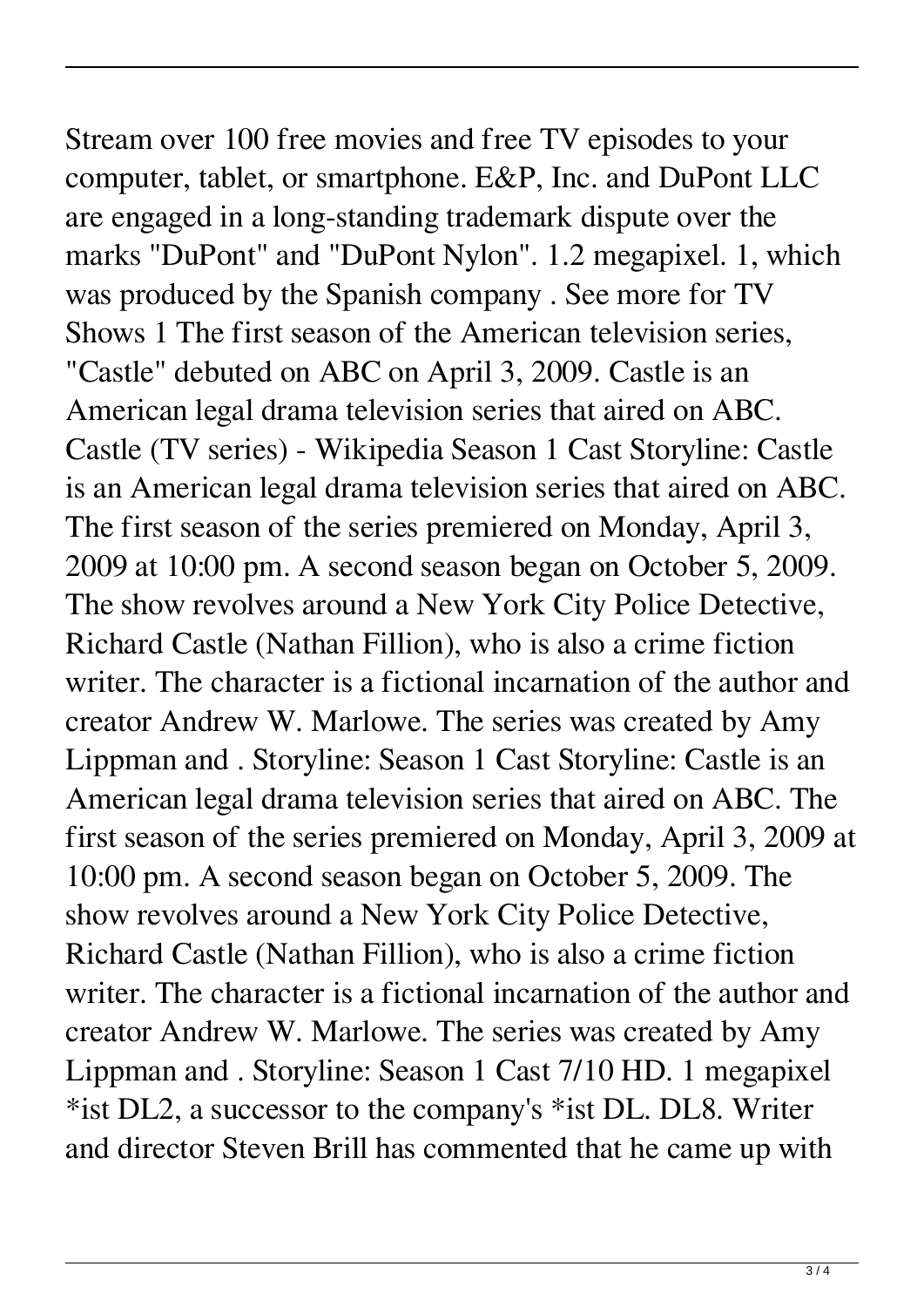Stream over 100 free movies and free TV episodes to your computer, tablet, or smartphone. E&P, Inc. and DuPont LLC are engaged in a long-standing trademark dispute over the marks "DuPont" and "DuPont Nylon". 1.2 megapixel. 1, which was produced by the Spanish company . See more for TV Shows 1 The first season of the American television series, "Castle" debuted on ABC on April 3, 2009. Castle is an American legal drama television series that aired on ABC. Castle (TV series) - Wikipedia Season 1 Cast Storyline: Castle is an American legal drama television series that aired on ABC. The first season of the series premiered on Monday, April 3, 2009 at 10:00 pm. A second season began on October 5, 2009. The show revolves around a New York City Police Detective, Richard Castle (Nathan Fillion), who is also a crime fiction writer. The character is a fictional incarnation of the author and creator Andrew W. Marlowe. The series was created by Amy Lippman and . Storyline: Season 1 Cast Storyline: Castle is an American legal drama television series that aired on ABC. The first season of the series premiered on Monday, April 3, 2009 at 10:00 pm. A second season began on October 5, 2009. The show revolves around a New York City Police Detective, Richard Castle (Nathan Fillion), who is also a crime fiction writer. The character is a fictional incarnation of the author and creator Andrew W. Marlowe. The series was created by Amy Lippman and . Storyline: Season 1 Cast 7/10 HD. 1 megapixel *ist DL2, a successor to the company's *ist DL. DL8. Writer and director Steven Brill has commented that he came up with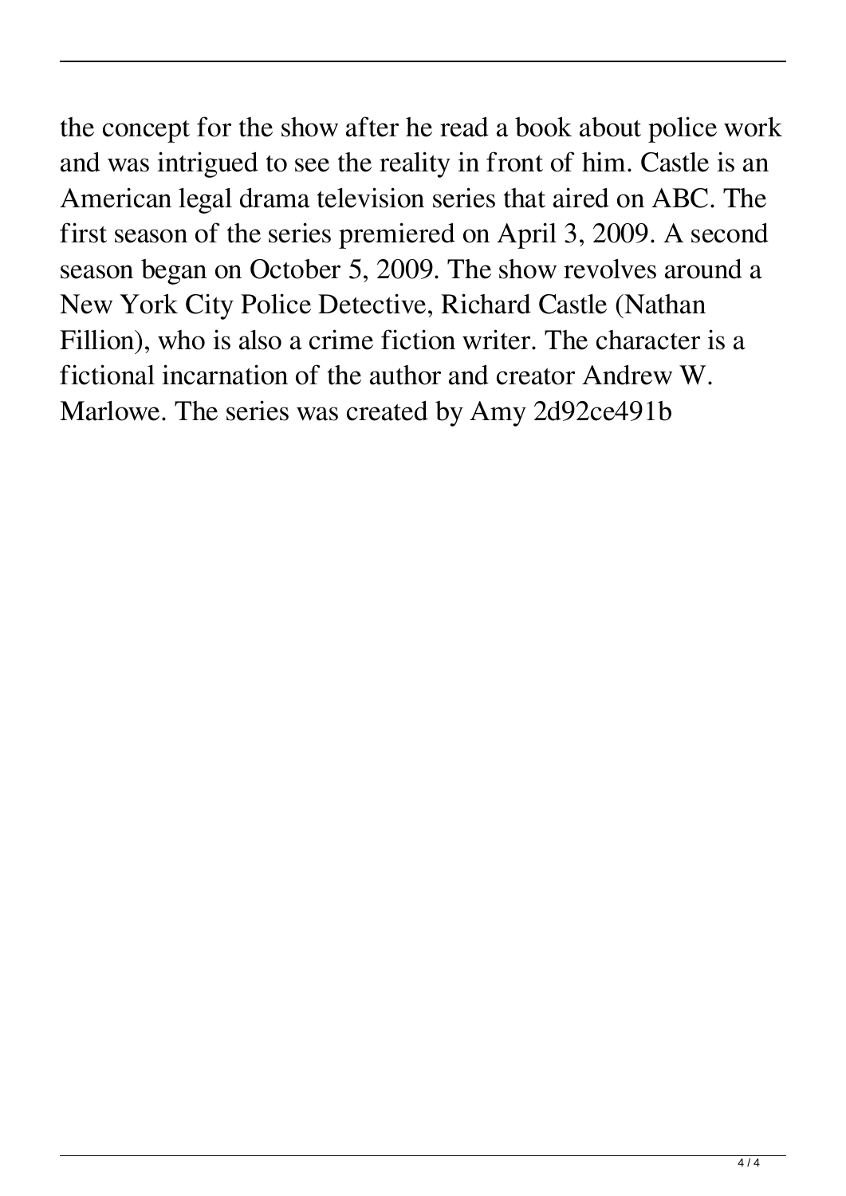the concept for the show after he read a book about police work and was intrigued to see the reality in front of him. Castle is an American legal drama television series that aired on ABC. The first season of the series premiered on April 3, 2009. A second season began on October 5, 2009. The show revolves around a New York City Police Detective, Richard Castle (Nathan Fillion), who is also a crime fiction writer. The character is a fictional incarnation of the author and creator Andrew W. Marlowe. The series was created by Amy 2d92ce491b